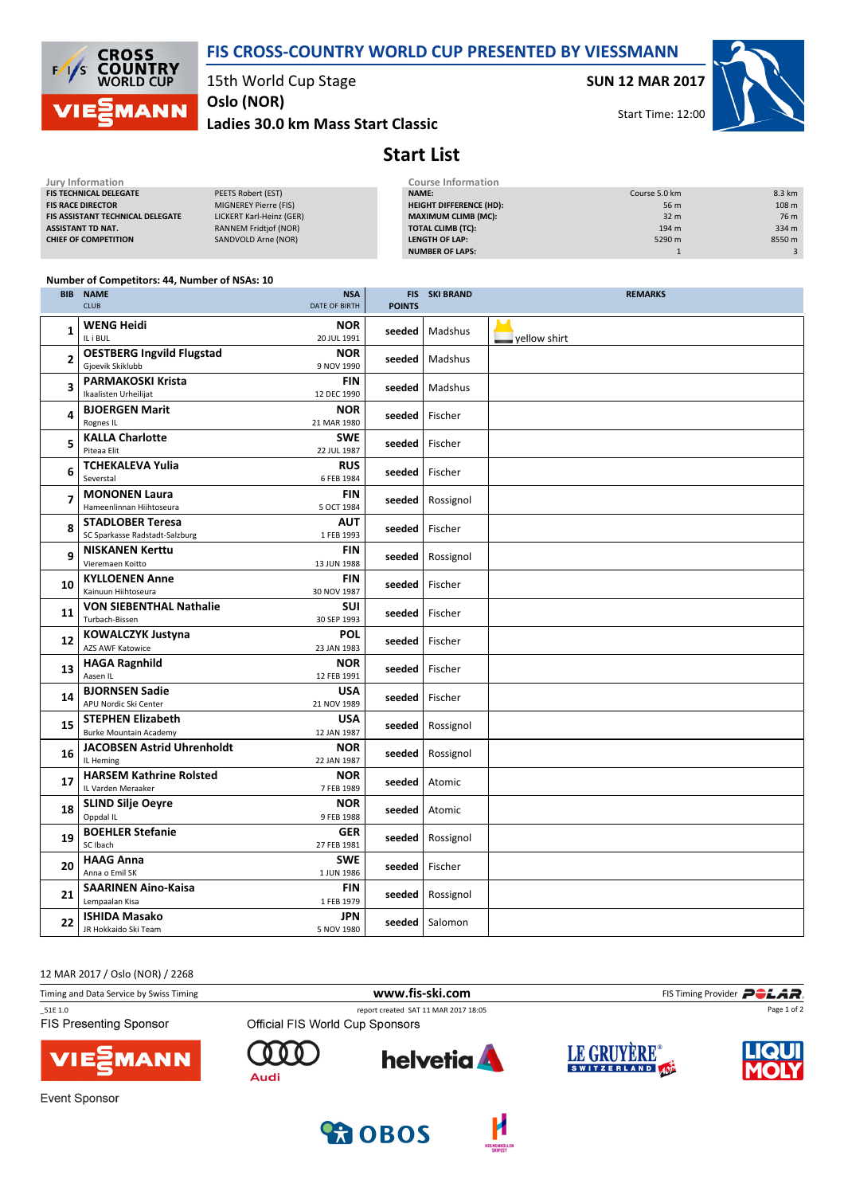# FIS CROSS-COUNTRY WORLD CUP PRESENTED BY VIESSMANN

15th World Cup Stage

**SUN 12 MAR 2017**

**Oslo (NOR)**

**Ladies 30.0 km Mass Start Classic**

Start Time: 12:00

## Start List

**Jury Information**

| | |
|---|---|
| FIS TECHNICAL DELEGATE | PEETS Robert (EST) |
| FIS RACE DIRECTOR | MIGNEREY Pierre (FIS) |
| FIS ASSISTANT TECHNICAL DELEGATE | LICKERT Karl-Heinz (GER) |
| ASSISTANT TD NAT. | RANNEM Fridtjof (NOR) |
| CHIEF OF COMPETITION | SANDVOLD Arne (NOR) |

**Course Information**

| | | |
|---|---|---|
| NAME: | Course 5.0 km | 8.3 km |
| HEIGHT DIFFERENCE (HD): | 56 m | 108 m |
| MAXIMUM CLIMB (MC): | 32 m | 76 m |
| TOTAL CLIMB (TC): | 194 m | 334 m |
| LENGTH OF LAP: | 5290 m | 8550 m |
| NUMBER OF LAPS: | 1 | 3 |

Number of Competitors: 44, Number of NSAs: 10

| BIB | NAME / CLUB | NSA / DATE OF BIRTH | FIS POINTS | SKI BRAND | REMARKS |
|---|---|---|---|---|---|
| 1 | **WENG Heidi**<br>IL i BUL | **NOR**<br>20 JUL 1991 | seeded | Madshus | yellow shirt |
| 2 | **OESTBERG Ingvild Flugstad**<br>Gjoevik Skiklubb | **NOR**<br>9 NOV 1990 | seeded | Madshus | |
| 3 | **PARMAKOSKI Krista**<br>Ikaalisten Urheilijat | **FIN**<br>12 DEC 1990 | seeded | Madshus | |
| 4 | **BJOERGEN Marit**<br>Rognes IL | **NOR**<br>21 MAR 1980 | seeded | Fischer | |
| 5 | **KALLA Charlotte**<br>Piteaa Elit | **SWE**<br>22 JUL 1987 | seeded | Fischer | |
| 6 | **TCHEKALEVA Yulia**<br>Severstal | **RUS**<br>6 FEB 1984 | seeded | Fischer | |
| 7 | **MONONEN Laura**<br>Hameenlinnan Hiihtoseura | **FIN**<br>5 OCT 1984 | seeded | Rossignol | |
| 8 | **STADLOBER Teresa**<br>SC Sparkasse Radstadt-Salzburg | **AUT**<br>1 FEB 1993 | seeded | Fischer | |
| 9 | **NISKANEN Kerttu**<br>Vieremaen Koitto | **FIN**<br>13 JUN 1988 | seeded | Rossignol | |
| 10 | **KYLLOENEN Anne**<br>Kainuun Hiihtoseura | **FIN**<br>30 NOV 1987 | seeded | Fischer | |
| 11 | **VON SIEBENTHAL Nathalie**<br>Turbach-Bissen | **SUI**<br>30 SEP 1993 | seeded | Fischer | |
| 12 | **KOWALCZYK Justyna**<br>AZS AWF Katowice | **POL**<br>23 JAN 1983 | seeded | Fischer | |
| 13 | **HAGA Ragnhild**<br>Aasen IL | **NOR**<br>12 FEB 1991 | seeded | Fischer | |
| 14 | **BJORNSEN Sadie**<br>APU Nordic Ski Center | **USA**<br>21 NOV 1989 | seeded | Fischer | |
| 15 | **STEPHEN Elizabeth**<br>Burke Mountain Academy | **USA**<br>12 JAN 1987 | seeded | Rossignol | |
| 16 | **JACOBSEN Astrid Uhrenholdt**<br>IL Heming | **NOR**<br>22 JAN 1987 | seeded | Rossignol | |
| 17 | **HARSEM Kathrine Rolsted**<br>IL Varden Meraaker | **NOR**<br>7 FEB 1989 | seeded | Atomic | |
| 18 | **SLIND Silje Oeyre**<br>Oppdal IL | **NOR**<br>9 FEB 1988 | seeded | Atomic | |
| 19 | **BOEHLER Stefanie**<br>SC Ibach | **GER**<br>27 FEB 1981 | seeded | Rossignol | |
| 20 | **HAAG Anna**<br>Anna o Emil SK | **SWE**<br>1 JUN 1986 | seeded | Fischer | |
| 21 | **SAARINEN Aino-Kaisa**<br>Lempaalan Kisa | **FIN**<br>1 FEB 1979 | seeded | Rossignol | |
| 22 | **ISHIDA Masako**<br>JR Hokkaido Ski Team | **JPN**<br>5 NOV 1980 | seeded | Salomon | |

12 MAR 2017 / Oslo (NOR) / 2268

Timing and Data Service by Swiss Timing — www.fis-ski.com — FIS Timing Provider POLAR

_51E 1.0 — report created SAT 11 MAR 2017 18:05

FIS Presenting Sponsor: VIESSMANN — Official FIS World Cup Sponsors: Audi, helvetia, LE GRUYÈRE SWITZERLAND AOP, LIQUI MOLY

Event Sponsor: OBOS, Holmenkollen Skifest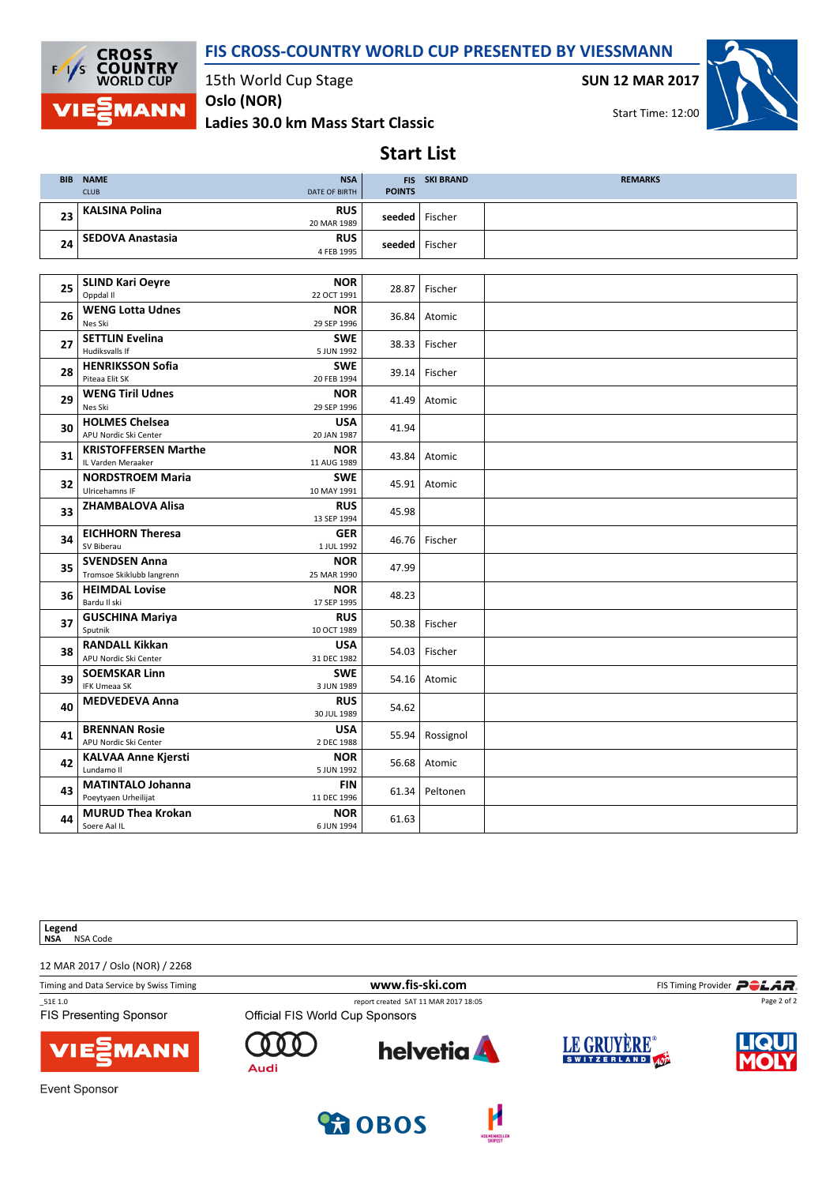# FIS CROSS-COUNTRY WORLD CUP PRESENTED BY VIESSMANN

15th World Cup Stage
Oslo (NOR)
**Ladies 30.0 km Mass Start Classic**

**SUN 12 MAR 2017**
Start Time: 12:00

## Start List

| BIB | NAME / CLUB | NSA / DATE OF BIRTH | FIS POINTS | SKI BRAND | REMARKS |
|---|---|---|---|---|---|
| 23 | **KALSINA Polina** | **RUS** 20 MAR 1989 | seeded | Fischer | |
| 24 | **SEDOVA Anastasia** | **RUS** 4 FEB 1995 | seeded | Fischer | |
| 25 | **SLIND Kari Oeyre** Oppdal Il | **NOR** 22 OCT 1991 | 28.87 | Fischer | |
| 26 | **WENG Lotta Udnes** Nes Ski | **NOR** 29 SEP 1996 | 36.84 | Atomic | |
| 27 | **SETTLIN Evelina** Hudiksvalls If | **SWE** 5 JUN 1992 | 38.33 | Fischer | |
| 28 | **HENRIKSSON Sofia** Piteaa Elit SK | **SWE** 20 FEB 1994 | 39.14 | Fischer | |
| 29 | **WENG Tiril Udnes** Nes Ski | **NOR** 29 SEP 1996 | 41.49 | Atomic | |
| 30 | **HOLMES Chelsea** APU Nordic Ski Center | **USA** 20 JAN 1987 | 41.94 | | |
| 31 | **KRISTOFFERSEN Marthe** IL Varden Meraaker | **NOR** 11 AUG 1989 | 43.84 | Atomic | |
| 32 | **NORDSTROEM Maria** Ulricehamns IF | **SWE** 10 MAY 1991 | 45.91 | Atomic | |
| 33 | **ZHAMBALOVA Alisa** | **RUS** 13 SEP 1994 | 45.98 | | |
| 34 | **EICHHORN Theresa** SV Biberau | **GER** 1 JUL 1992 | 46.76 | Fischer | |
| 35 | **SVENDSEN Anna** Tromsoe Skiklubb langrenn | **NOR** 25 MAR 1990 | 47.99 | | |
| 36 | **HEIMDAL Lovise** Bardu Il ski | **NOR** 17 SEP 1995 | 48.23 | | |
| 37 | **GUSCHINA Mariya** Sputnik | **RUS** 10 OCT 1989 | 50.38 | Fischer | |
| 38 | **RANDALL Kikkan** APU Nordic Ski Center | **USA** 31 DEC 1982 | 54.03 | Fischer | |
| 39 | **SOEMSKAR Linn** IFK Umeaa SK | **SWE** 3 JUN 1989 | 54.16 | Atomic | |
| 40 | **MEDVEDEVA Anna** | **RUS** 30 JUL 1989 | 54.62 | | |
| 41 | **BRENNAN Rosie** APU Nordic Ski Center | **USA** 2 DEC 1988 | 55.94 | Rossignol | |
| 42 | **KALVAA Anne Kjersti** Lundamo Il | **NOR** 5 JUN 1992 | 56.68 | Atomic | |
| 43 | **MATINTALO Johanna** Poeytyaen Urheilijat | **FIN** 11 DEC 1996 | 61.34 | Peltonen | |
| 44 | **MURUD Thea Krokan** Soere Aal IL | **NOR** 6 JUN 1994 | 61.63 | | |

**Legend**
**NSA** NSA Code

12 MAR 2017 / Oslo (NOR) / 2268

Timing and Data Service by Swiss Timing — www.fis-ski.com — FIS Timing Provider POLAR

_51E 1.0 — report created SAT 11 MAR 2017 18:05

FIS Presenting Sponsor — Official FIS World Cup Sponsors

Event Sponsor